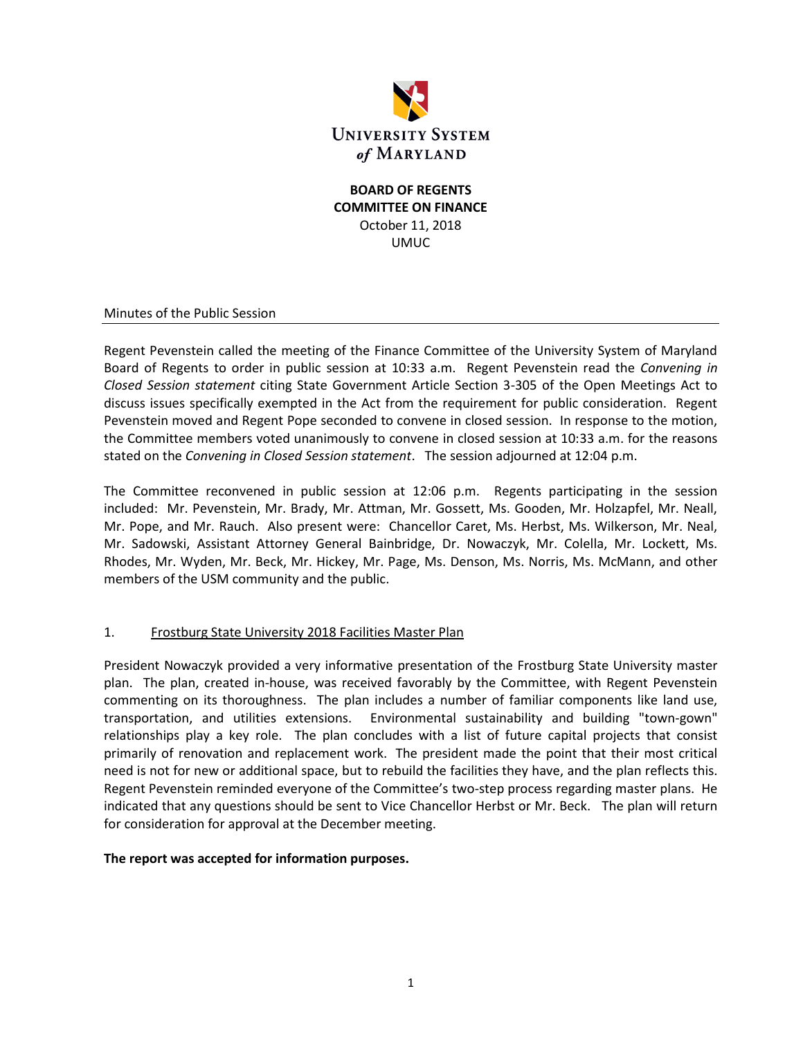UNIVERSITY SYSTEM *of* MARYLAND

**BOARD OF REGENTS**
**COMMITTEE ON FINANCE**
October 11, 2018
UMUC

Minutes of the Public Session

Regent Pevenstein called the meeting of the Finance Committee of the University System of Maryland Board of Regents to order in public session at 10:33 a.m. Regent Pevenstein read the *Convening in Closed Session statement* citing State Government Article Section 3-305 of the Open Meetings Act to discuss issues specifically exempted in the Act from the requirement for public consideration. Regent Pevenstein moved and Regent Pope seconded to convene in closed session. In response to the motion, the Committee members voted unanimously to convene in closed session at 10:33 a.m. for the reasons stated on the *Convening in Closed Session statement*. The session adjourned at 12:04 p.m.

The Committee reconvened in public session at 12:06 p.m. Regents participating in the session included: Mr. Pevenstein, Mr. Brady, Mr. Attman, Mr. Gossett, Ms. Gooden, Mr. Holzapfel, Mr. Neall, Mr. Pope, and Mr. Rauch. Also present were: Chancellor Caret, Ms. Herbst, Ms. Wilkerson, Mr. Neal, Mr. Sadowski, Assistant Attorney General Bainbridge, Dr. Nowaczyk, Mr. Colella, Mr. Lockett, Ms. Rhodes, Mr. Wyden, Mr. Beck, Mr. Hickey, Mr. Page, Ms. Denson, Ms. Norris, Ms. McMann, and other members of the USM community and the public.

1. Frostburg State University 2018 Facilities Master Plan

President Nowaczyk provided a very informative presentation of the Frostburg State University master plan. The plan, created in-house, was received favorably by the Committee, with Regent Pevenstein commenting on its thoroughness. The plan includes a number of familiar components like land use, transportation, and utilities extensions. Environmental sustainability and building "town-gown" relationships play a key role. The plan concludes with a list of future capital projects that consist primarily of renovation and replacement work. The president made the point that their most critical need is not for new or additional space, but to rebuild the facilities they have, and the plan reflects this. Regent Pevenstein reminded everyone of the Committee's two-step process regarding master plans. He indicated that any questions should be sent to Vice Chancellor Herbst or Mr. Beck. The plan will return for consideration for approval at the December meeting.

**The report was accepted for information purposes.**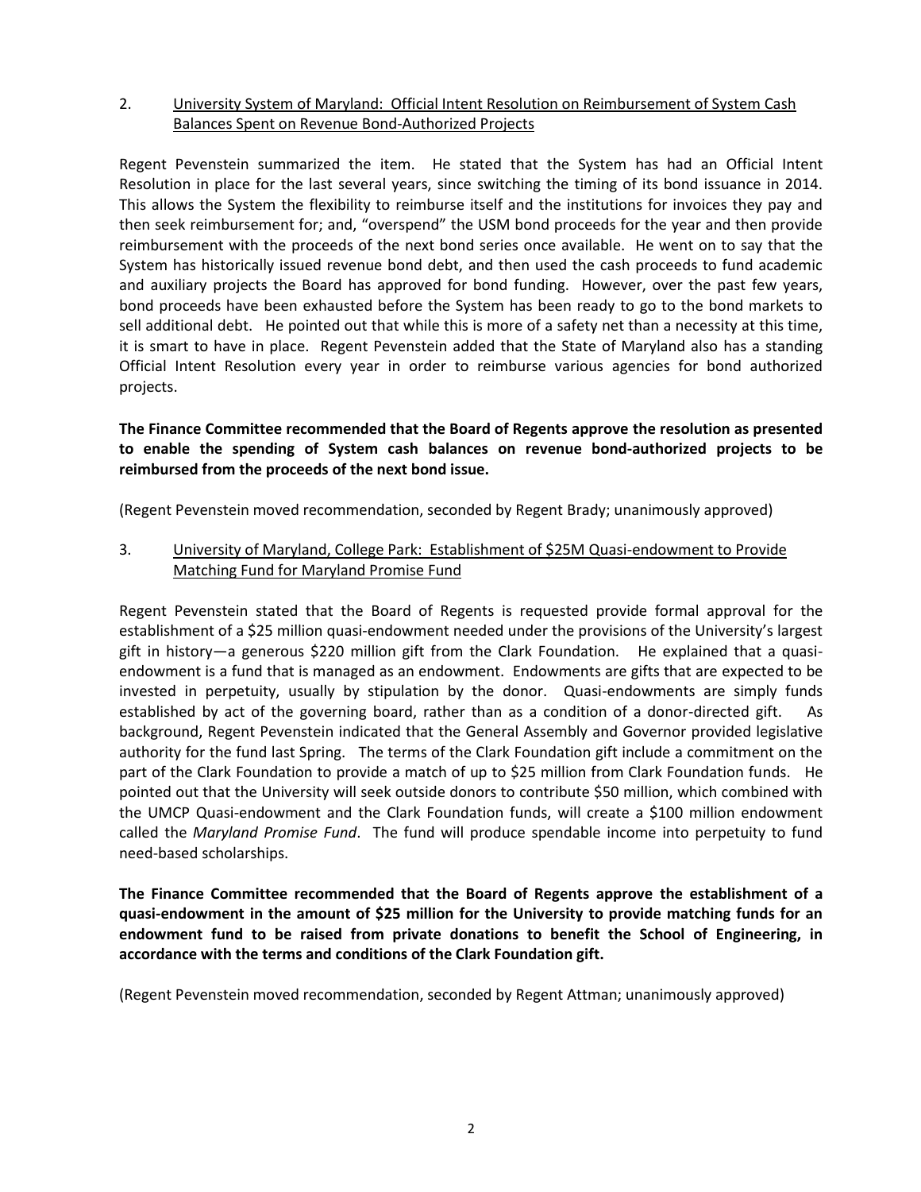2. University System of Maryland: Official Intent Resolution on Reimbursement of System Cash Balances Spent on Revenue Bond-Authorized Projects

Regent Pevenstein summarized the item. He stated that the System has had an Official Intent Resolution in place for the last several years, since switching the timing of its bond issuance in 2014. This allows the System the flexibility to reimburse itself and the institutions for invoices they pay and then seek reimbursement for; and, "overspend" the USM bond proceeds for the year and then provide reimbursement with the proceeds of the next bond series once available. He went on to say that the System has historically issued revenue bond debt, and then used the cash proceeds to fund academic and auxiliary projects the Board has approved for bond funding. However, over the past few years, bond proceeds have been exhausted before the System has been ready to go to the bond markets to sell additional debt. He pointed out that while this is more of a safety net than a necessity at this time, it is smart to have in place. Regent Pevenstein added that the State of Maryland also has a standing Official Intent Resolution every year in order to reimburse various agencies for bond authorized projects.

**The Finance Committee recommended that the Board of Regents approve the resolution as presented to enable the spending of System cash balances on revenue bond-authorized projects to be reimbursed from the proceeds of the next bond issue.**

(Regent Pevenstein moved recommendation, seconded by Regent Brady; unanimously approved)

3. University of Maryland, College Park: Establishment of $25M Quasi-endowment to Provide Matching Fund for Maryland Promise Fund

Regent Pevenstein stated that the Board of Regents is requested provide formal approval for the establishment of a $25 million quasi-endowment needed under the provisions of the University's largest gift in history—a generous $220 million gift from the Clark Foundation. He explained that a quasi-endowment is a fund that is managed as an endowment. Endowments are gifts that are expected to be invested in perpetuity, usually by stipulation by the donor. Quasi-endowments are simply funds established by act of the governing board, rather than as a condition of a donor-directed gift. As background, Regent Pevenstein indicated that the General Assembly and Governor provided legislative authority for the fund last Spring. The terms of the Clark Foundation gift include a commitment on the part of the Clark Foundation to provide a match of up to $25 million from Clark Foundation funds. He pointed out that the University will seek outside donors to contribute $50 million, which combined with the UMCP Quasi-endowment and the Clark Foundation funds, will create a $100 million endowment called the *Maryland Promise Fund*. The fund will produce spendable income into perpetuity to fund need-based scholarships.

**The Finance Committee recommended that the Board of Regents approve the establishment of a quasi-endowment in the amount of $25 million for the University to provide matching funds for an endowment fund to be raised from private donations to benefit the School of Engineering, in accordance with the terms and conditions of the Clark Foundation gift.**

(Regent Pevenstein moved recommendation, seconded by Regent Attman; unanimously approved)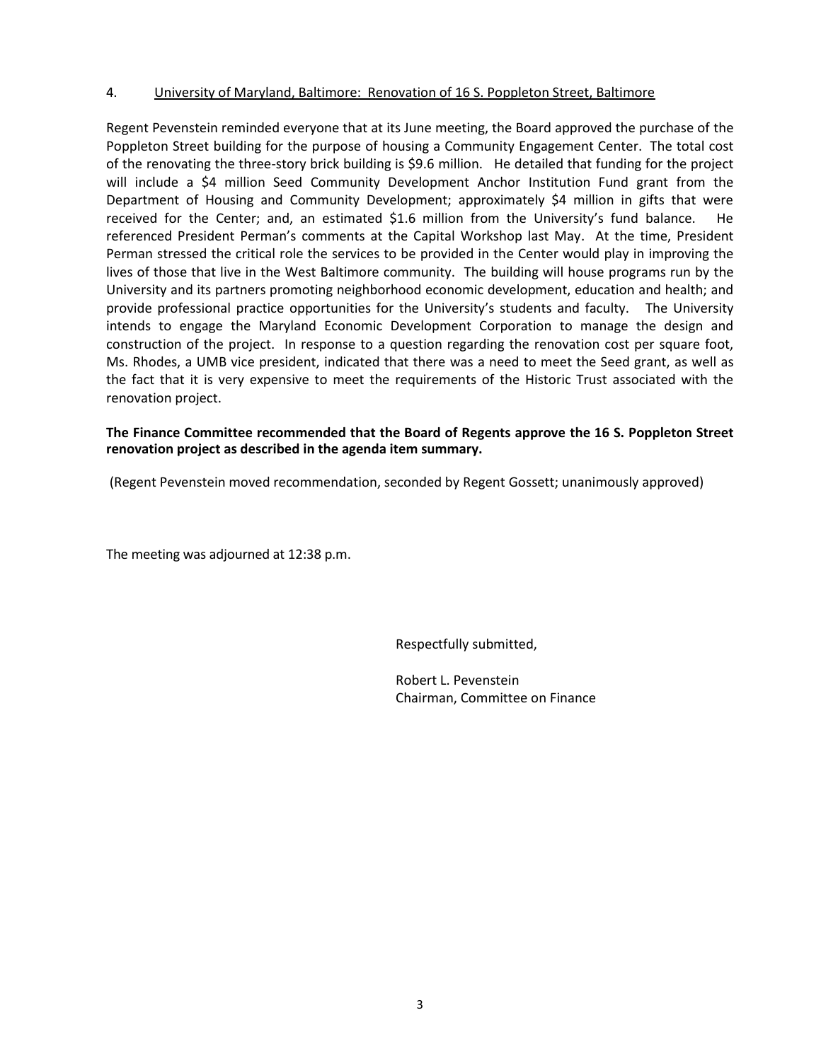4. University of Maryland, Baltimore: Renovation of 16 S. Poppleton Street, Baltimore

Regent Pevenstein reminded everyone that at its June meeting, the Board approved the purchase of the Poppleton Street building for the purpose of housing a Community Engagement Center. The total cost of the renovating the three-story brick building is $9.6 million. He detailed that funding for the project will include a $4 million Seed Community Development Anchor Institution Fund grant from the Department of Housing and Community Development; approximately $4 million in gifts that were received for the Center; and, an estimated $1.6 million from the University's fund balance. He referenced President Perman's comments at the Capital Workshop last May. At the time, President Perman stressed the critical role the services to be provided in the Center would play in improving the lives of those that live in the West Baltimore community. The building will house programs run by the University and its partners promoting neighborhood economic development, education and health; and provide professional practice opportunities for the University's students and faculty. The University intends to engage the Maryland Economic Development Corporation to manage the design and construction of the project. In response to a question regarding the renovation cost per square foot, Ms. Rhodes, a UMB vice president, indicated that there was a need to meet the Seed grant, as well as the fact that it is very expensive to meet the requirements of the Historic Trust associated with the renovation project.

**The Finance Committee recommended that the Board of Regents approve the 16 S. Poppleton Street renovation project as described in the agenda item summary.**

(Regent Pevenstein moved recommendation, seconded by Regent Gossett; unanimously approved)

The meeting was adjourned at 12:38 p.m.

Respectfully submitted,

Robert L. Pevenstein
Chairman, Committee on Finance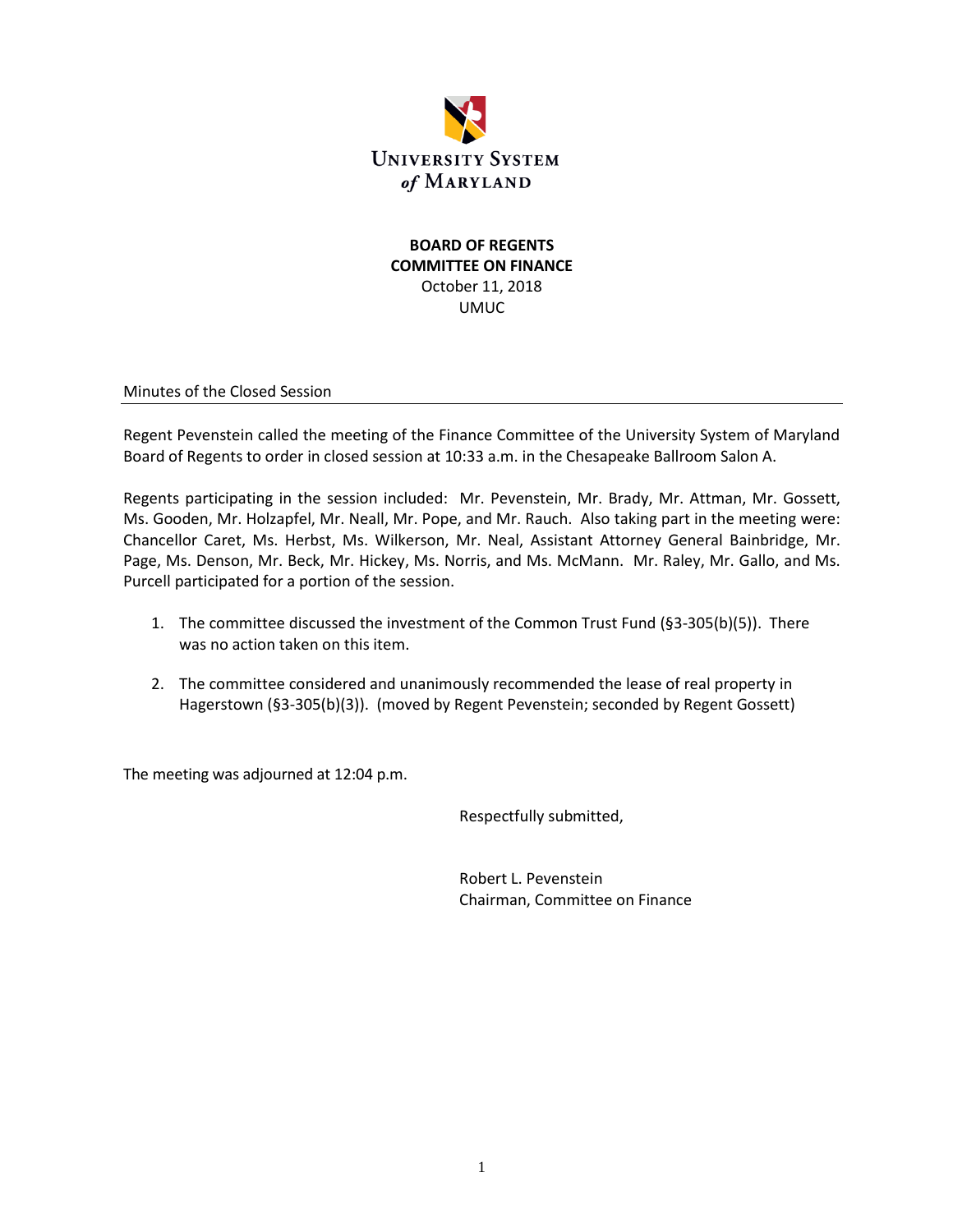UNIVERSITY SYSTEM *of* MARYLAND

**BOARD OF REGENTS**
**COMMITTEE ON FINANCE**
October 11, 2018
UMUC

Minutes of the Closed Session

---

Regent Pevenstein called the meeting of the Finance Committee of the University System of Maryland Board of Regents to order in closed session at 10:33 a.m. in the Chesapeake Ballroom Salon A.

Regents participating in the session included: Mr. Pevenstein, Mr. Brady, Mr. Attman, Mr. Gossett, Ms. Gooden, Mr. Holzapfel, Mr. Neall, Mr. Pope, and Mr. Rauch. Also taking part in the meeting were: Chancellor Caret, Ms. Herbst, Ms. Wilkerson, Mr. Neal, Assistant Attorney General Bainbridge, Mr. Page, Ms. Denson, Mr. Beck, Mr. Hickey, Ms. Norris, and Ms. McMann. Mr. Raley, Mr. Gallo, and Ms. Purcell participated for a portion of the session.

1. The committee discussed the investment of the Common Trust Fund (§3-305(b)(5)). There was no action taken on this item.

2. The committee considered and unanimously recommended the lease of real property in Hagerstown (§3-305(b)(3)). (moved by Regent Pevenstein; seconded by Regent Gossett)

The meeting was adjourned at 12:04 p.m.

Respectfully submitted,

Robert L. Pevenstein
Chairman, Committee on Finance